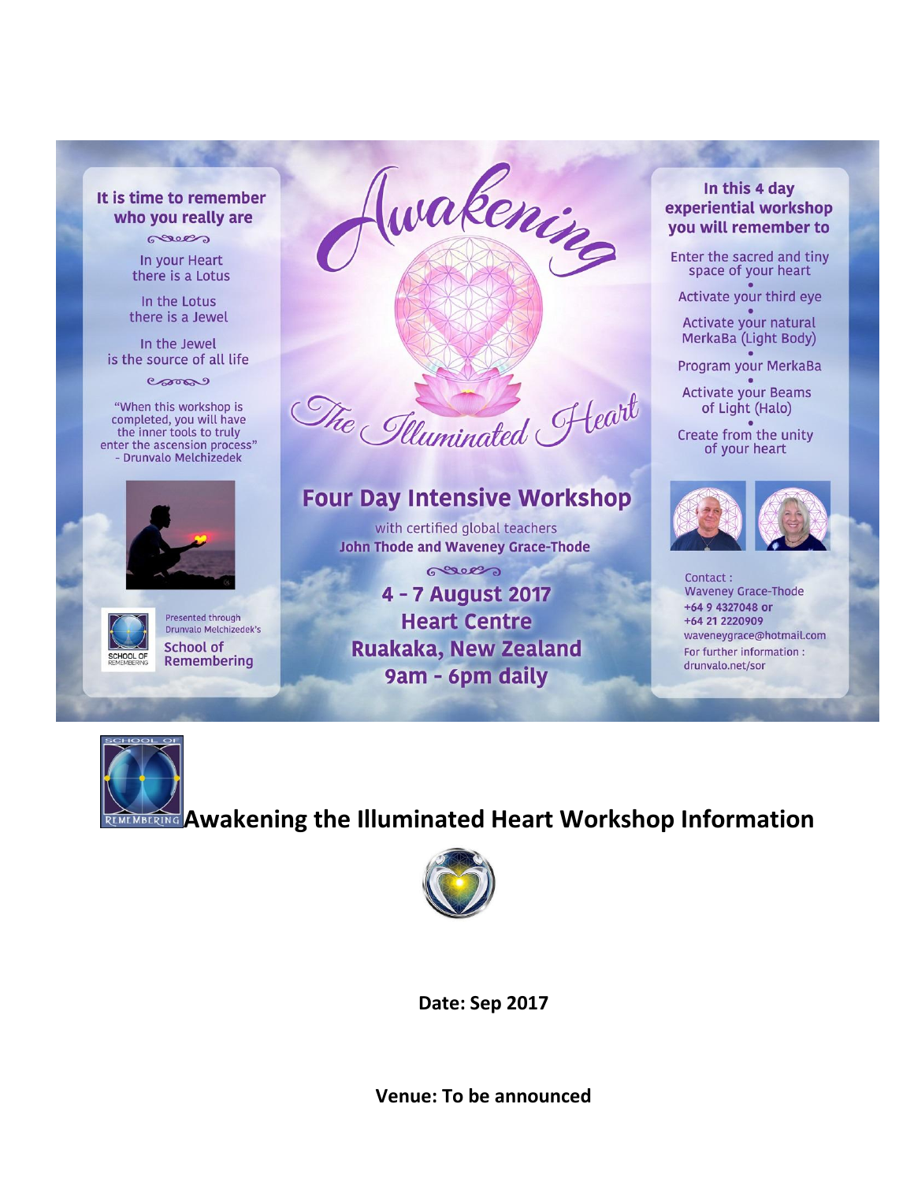It is time to remember who you really are

In your Heart there is a Lotus

In the Lotus there is a Jewel

In the Jewel is the source of all life

"When this workshop is completed, you will have the inner tools to truly enter the ascension process"
- Drunvalo Melchizedek

Presented through Drunvalo Melchizedek's School of Remembering

# Awakening The Illuminated Heart

## Four Day Intensive Workshop

with certified global teachers
**John Thode and Waveney Grace-Thode**

**4 - 7 August 2017**
**Heart Centre**
**Ruakaka, New Zealand**
**9am - 6pm daily**

**In this 4 day experiential workshop you will remember to**

- Enter the sacred and tiny space of your heart
- Activate your third eye
- Activate your natural MerkaBa (Light Body)
- Program your MerkaBa
- Activate your Beams of Light (Halo)
- Create from the unity of your heart

Contact :
Waveney Grace-Thode
+64 9 4327048 or
+64 21 2220909
waveneygrace@hotmail.com
For further information :
drunvalo.net/sor

# Awakening the Illuminated Heart Workshop Information

**Date: Sep 2017**

**Venue: To be announced**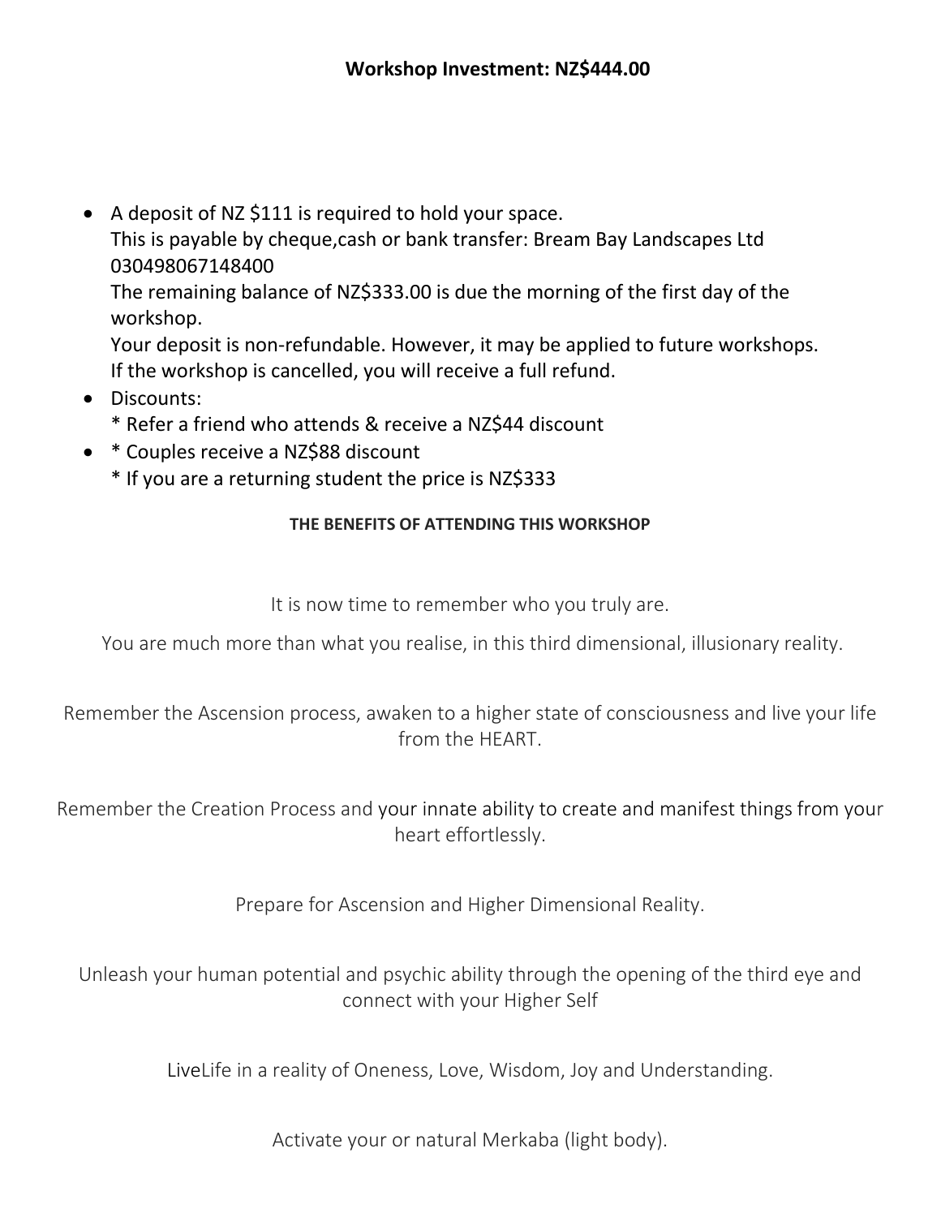**Workshop Investment: NZ$444.00**

- A deposit of NZ $111 is required to hold your space.
  This is payable by cheque,cash or bank transfer: Bream Bay Landscapes Ltd 030498067148400
  The remaining balance of NZ$333.00 is due the morning of the first day of the workshop.
  Your deposit is non-refundable. However, it may be applied to future workshops.
  If the workshop is cancelled, you will receive a full refund.
- Discounts:
  * Refer a friend who attends & receive a NZ$44 discount
- * Couples receive a NZ$88 discount
  * If you are a returning student the price is NZ$333

**THE BENEFITS OF ATTENDING THIS WORKSHOP**

It is now time to remember who you truly are.

You are much more than what you realise, in this third dimensional, illusionary reality.

Remember the Ascension process, awaken to a higher state of consciousness and live your life from the HEART.

Remember the Creation Process and your innate ability to create and manifest things from your heart effortlessly.

Prepare for Ascension and Higher Dimensional Reality.

Unleash your human potential and psychic ability through the opening of the third eye and connect with your Higher Self

LiveLife in a reality of Oneness, Love, Wisdom, Joy and Understanding.

Activate your or natural Merkaba (light body).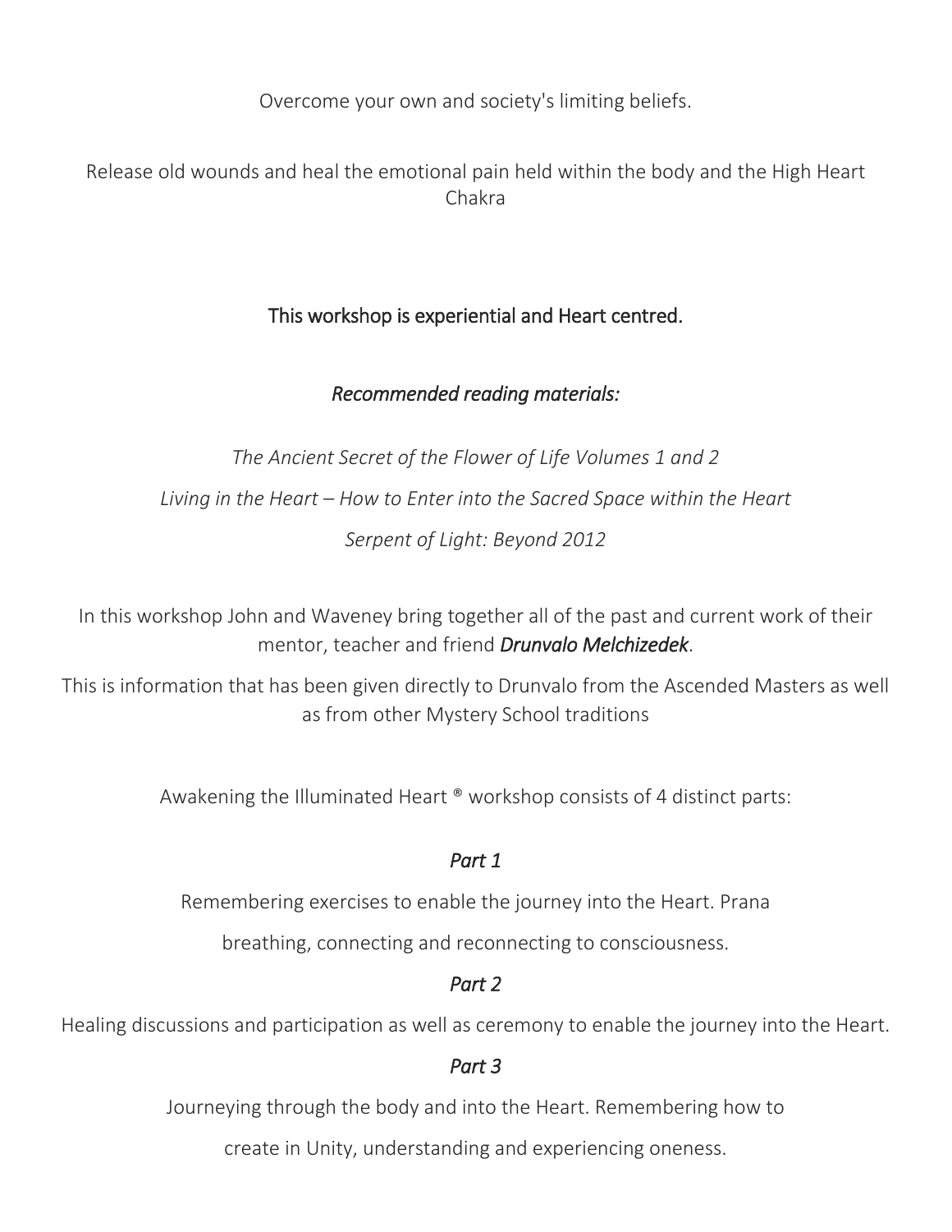Overcome your own and society's limiting beliefs.

Release old wounds and heal the emotional pain held within the body and the High Heart Chakra

This workshop is experiential and Heart centred.

*Recommended reading materials:*

*The Ancient Secret of the Flower of Life Volumes 1 and 2*

*Living in the Heart – How to Enter into the Sacred Space within the Heart*

*Serpent of Light: Beyond 2012*

In this workshop John and Waveney bring together all of the past and current work of their mentor, teacher and friend ***Drunvalo Melchizedek***.

This is information that has been given directly to Drunvalo from the Ascended Masters as well as from other Mystery School traditions

Awakening the Illuminated Heart ® workshop consists of 4 distinct parts:

*Part 1*

Remembering exercises to enable the journey into the Heart. Prana breathing, connecting and reconnecting to consciousness.

*Part 2*

Healing discussions and participation as well as ceremony to enable the journey into the Heart.

*Part 3*

Journeying through the body and into the Heart. Remembering how to create in Unity, understanding and experiencing oneness.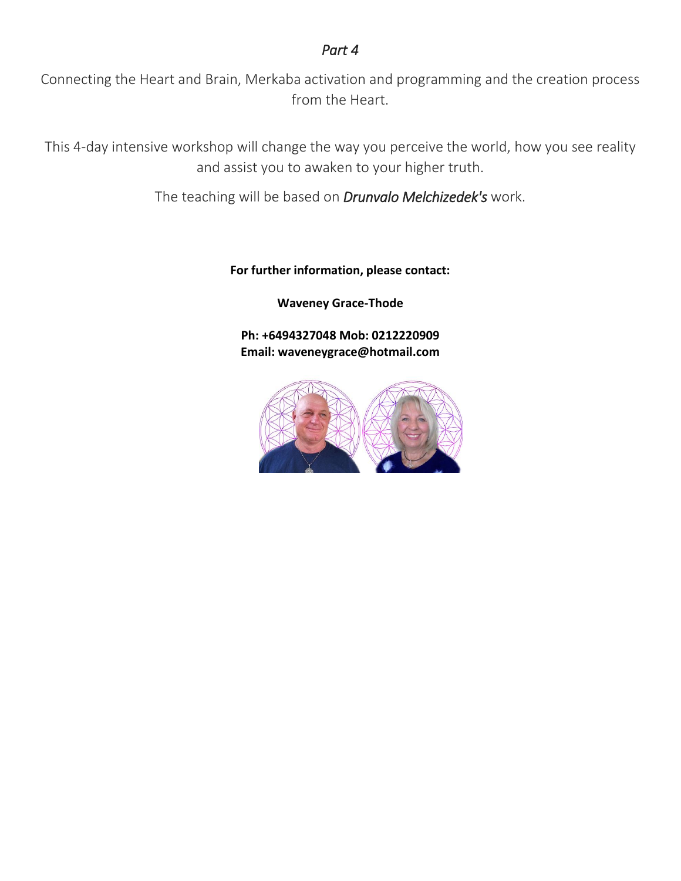*Part 4*

Connecting the Heart and Brain, Merkaba activation and programming and the creation process from the Heart.

This 4-day intensive workshop will change the way you perceive the world, how you see reality and assist you to awaken to your higher truth.

The teaching will be based on ***Drunvalo Melchizedek's*** work.

**For further information, please contact:**

**Waveney Grace-Thode**

**Ph: +6494327048 Mob: 0212220909**
**Email: waveneygrace@hotmail.com**